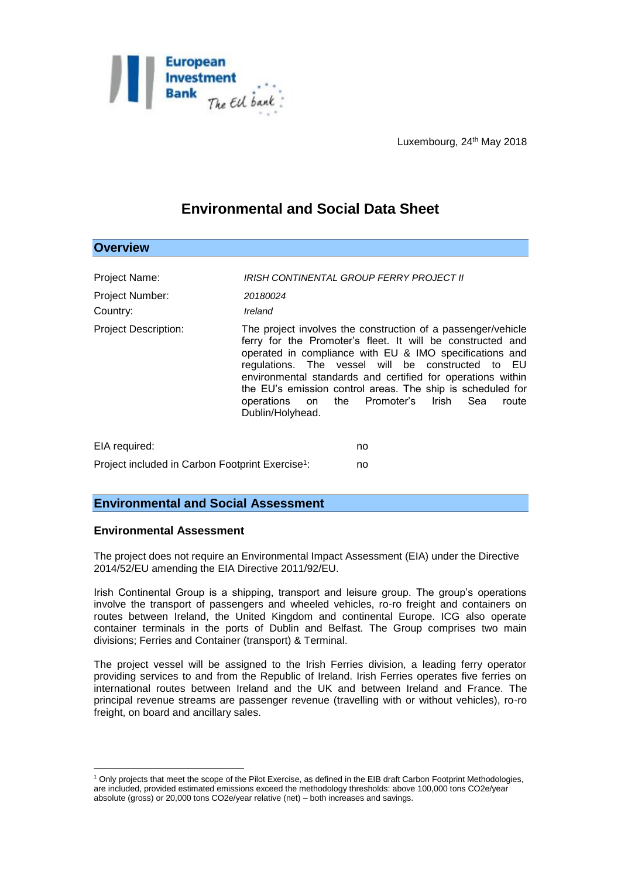European Investment Bank *The EU bank*

Luxembourg, 24th May 2018

# Environmental and Social Data Sheet

## Overview

| | |
|---|---|
| Project Name: | *IRISH CONTINENTAL GROUP FERRY PROJECT II* |
| Project Number: | *20180024* |
| Country: | *Ireland* |
| Project Description: | The project involves the construction of a passenger/vehicle ferry for the Promoter's fleet. It will be constructed and operated in compliance with EU & IMO specifications and regulations. The vessel will be constructed to EU environmental standards and certified for operations within the EU's emission control areas. The ship is scheduled for operations on the Promoter's Irish Sea route Dublin/Holyhead. |

| | |
|---|---|
| EIA required: | no |
| Project included in Carbon Footprint Exercise[1]: | no |

## Environmental and Social Assessment

### Environmental Assessment

The project does not require an Environmental Impact Assessment (EIA) under the Directive 2014/52/EU amending the EIA Directive 2011/92/EU.

Irish Continental Group is a shipping, transport and leisure group. The group's operations involve the transport of passengers and wheeled vehicles, ro-ro freight and containers on routes between Ireland, the United Kingdom and continental Europe. ICG also operate container terminals in the ports of Dublin and Belfast. The Group comprises two main divisions; Ferries and Container (transport) & Terminal.

The project vessel will be assigned to the Irish Ferries division, a leading ferry operator providing services to and from the Republic of Ireland. Irish Ferries operates five ferries on international routes between Ireland and the UK and between Ireland and France. The principal revenue streams are passenger revenue (travelling with or without vehicles), ro-ro freight, on board and ancillary sales.

---

[1] Only projects that meet the scope of the Pilot Exercise, as defined in the EIB draft Carbon Footprint Methodologies, are included, provided estimated emissions exceed the methodology thresholds: above 100,000 tons $CO_2e$/year absolute (gross) or 20,000 tons $CO_2e$/year relative (net) – both increases and savings.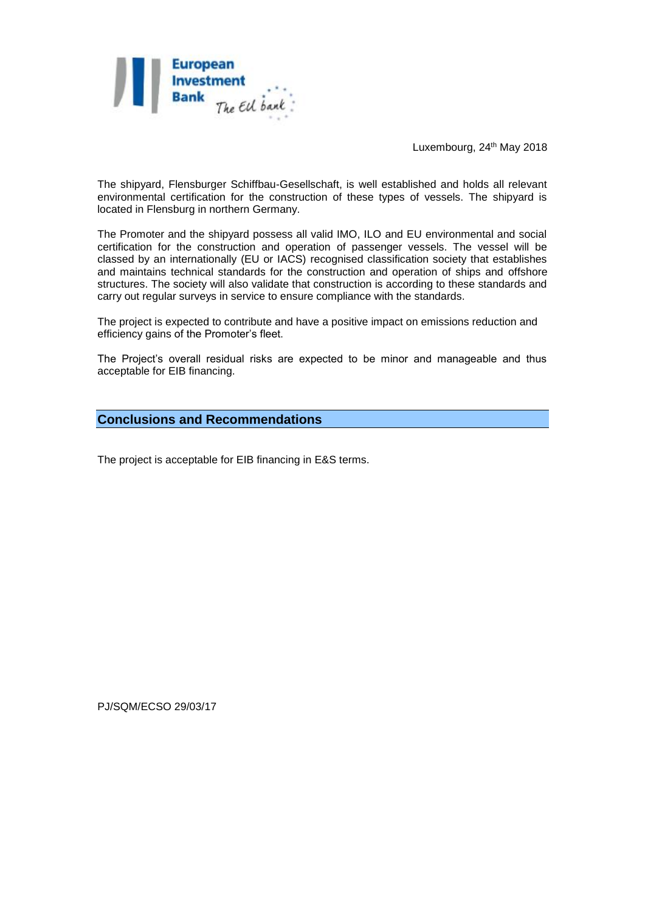Luxembourg, 24th May 2018

The shipyard, Flensburger Schiffbau-Gesellschaft, is well established and holds all relevant environmental certification for the construction of these types of vessels. The shipyard is located in Flensburg in northern Germany.

The Promoter and the shipyard possess all valid IMO, ILO and EU environmental and social certification for the construction and operation of passenger vessels. The vessel will be classed by an internationally (EU or IACS) recognised classification society that establishes and maintains technical standards for the construction and operation of ships and offshore structures. The society will also validate that construction is according to these standards and carry out regular surveys in service to ensure compliance with the standards.

The project is expected to contribute and have a positive impact on emissions reduction and efficiency gains of the Promoter's fleet.

The Project's overall residual risks are expected to be minor and manageable and thus acceptable for EIB financing.

## Conclusions and Recommendations

The project is acceptable for EIB financing in E&S terms.

PJ/SQM/ECSO 29/03/17